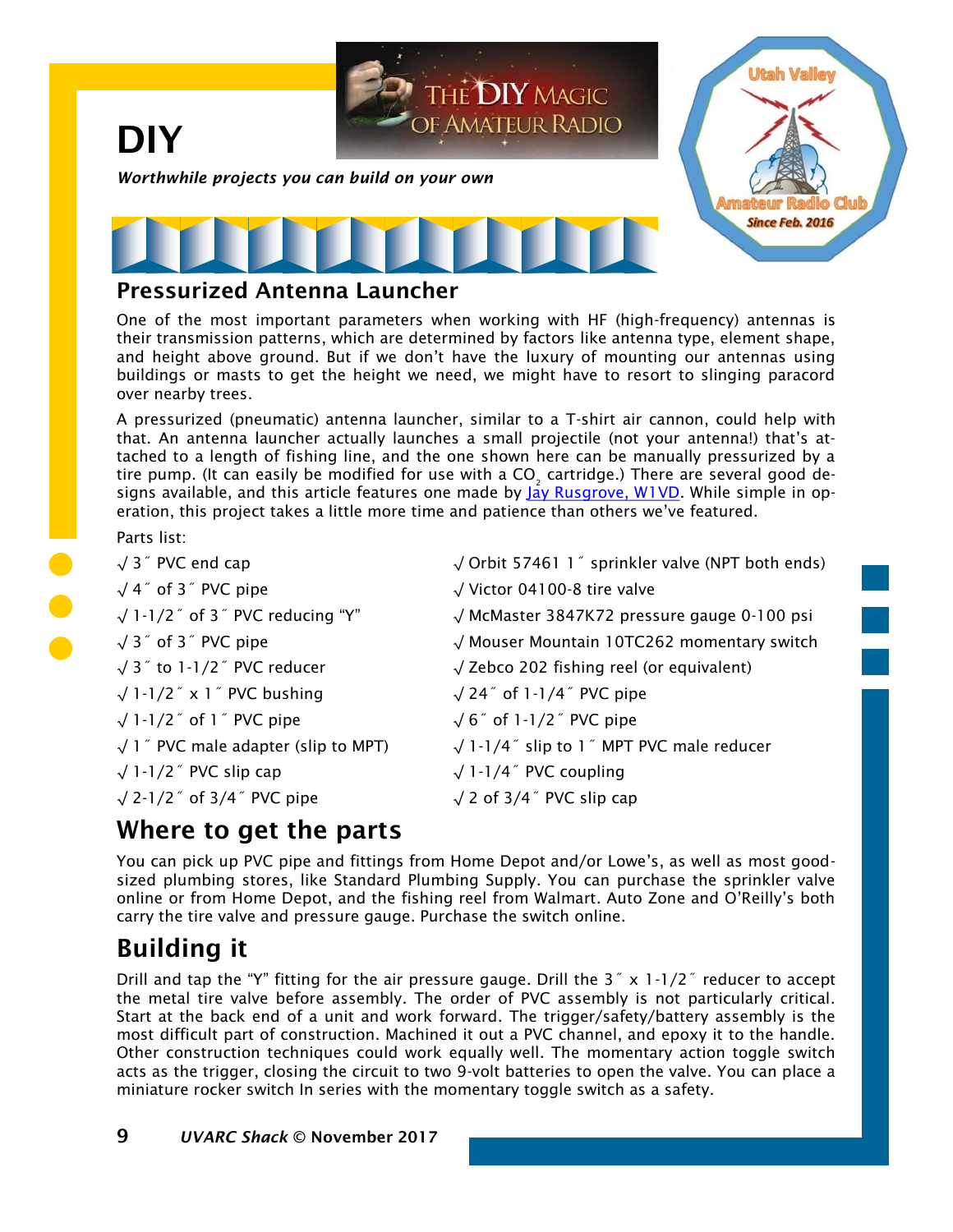# DIY

*Worthwhile projects you can build on your own*

## Pressurized Antenna Launcher

One of the most important parameters when working with HF (high-frequency) antennas is their transmission patterns, which are determined by factors like antenna type, element shape, and height above ground. But if we don't have the luxury of mounting our antennas using buildings or masts to get the height we need, we might have to resort to slinging paracord over nearby trees.

A pressurized (pneumatic) antenna launcher, similar to a T-shirt air cannon, could help with that. An antenna launcher actually launches a small projectile (not your antenna!) that's attached to a length of fishing line, and the one shown here can be manually pressurized by a tire pump. (It can easily be modified for use with a $CO_2$ cartridge.) There are several good designs available, and this article features one made by Jay Rusgrove, W1VD. While simple in operation, this project takes a little more time and patience than others we've featured.

Parts list:

- √ 3˝ PVC end cap
- √ 4˝ of 3˝ PVC pipe
- √ 1-1/2˝ of 3˝ PVC reducing "Y"
- √ 3˝ of 3˝ PVC pipe
- √ 3˝ to 1-1/2˝ PVC reducer
- √ 1-1/2˝ x 1˝ PVC bushing
- √ 1-1/2˝ of 1˝ PVC pipe
- √ 1˝ PVC male adapter (slip to MPT)
- √ 1-1/2˝ PVC slip cap
- √ 2-1/2˝ of 3/4˝ PVC pipe
- √ Orbit 57461 1˝ sprinkler valve (NPT both ends)
- √ Victor 04100-8 tire valve
- √ McMaster 3847K72 pressure gauge 0-100 psi
- √ Mouser Mountain 10TC262 momentary switch
- √ Zebco 202 fishing reel (or equivalent)
- √ 24˝ of 1-1/4˝ PVC pipe
- √ 6˝ of 1-1/2˝ PVC pipe
- √ 1-1/4˝ slip to 1˝ MPT PVC male reducer
- √ 1-1/4˝ PVC coupling
- √ 2 of 3/4˝ PVC slip cap

## Where to get the parts

You can pick up PVC pipe and fittings from Home Depot and/or Lowe's, as well as most good-sized plumbing stores, like Standard Plumbing Supply. You can purchase the sprinkler valve online or from Home Depot, and the fishing reel from Walmart. Auto Zone and O'Reilly's both carry the tire valve and pressure gauge. Purchase the switch online.

## Building it

Drill and tap the "Y" fitting for the air pressure gauge. Drill the 3˝ x 1-1/2˝ reducer to accept the metal tire valve before assembly. The order of PVC assembly is not particularly critical. Start at the back end of a unit and work forward. The trigger/safety/battery assembly is the most difficult part of construction. Machined it out a PVC channel, and epoxy it to the handle. Other construction techniques could work equally well. The momentary action toggle switch acts as the trigger, closing the circuit to two 9-volt batteries to open the valve. You can place a miniature rocker switch In series with the momentary toggle switch as a safety.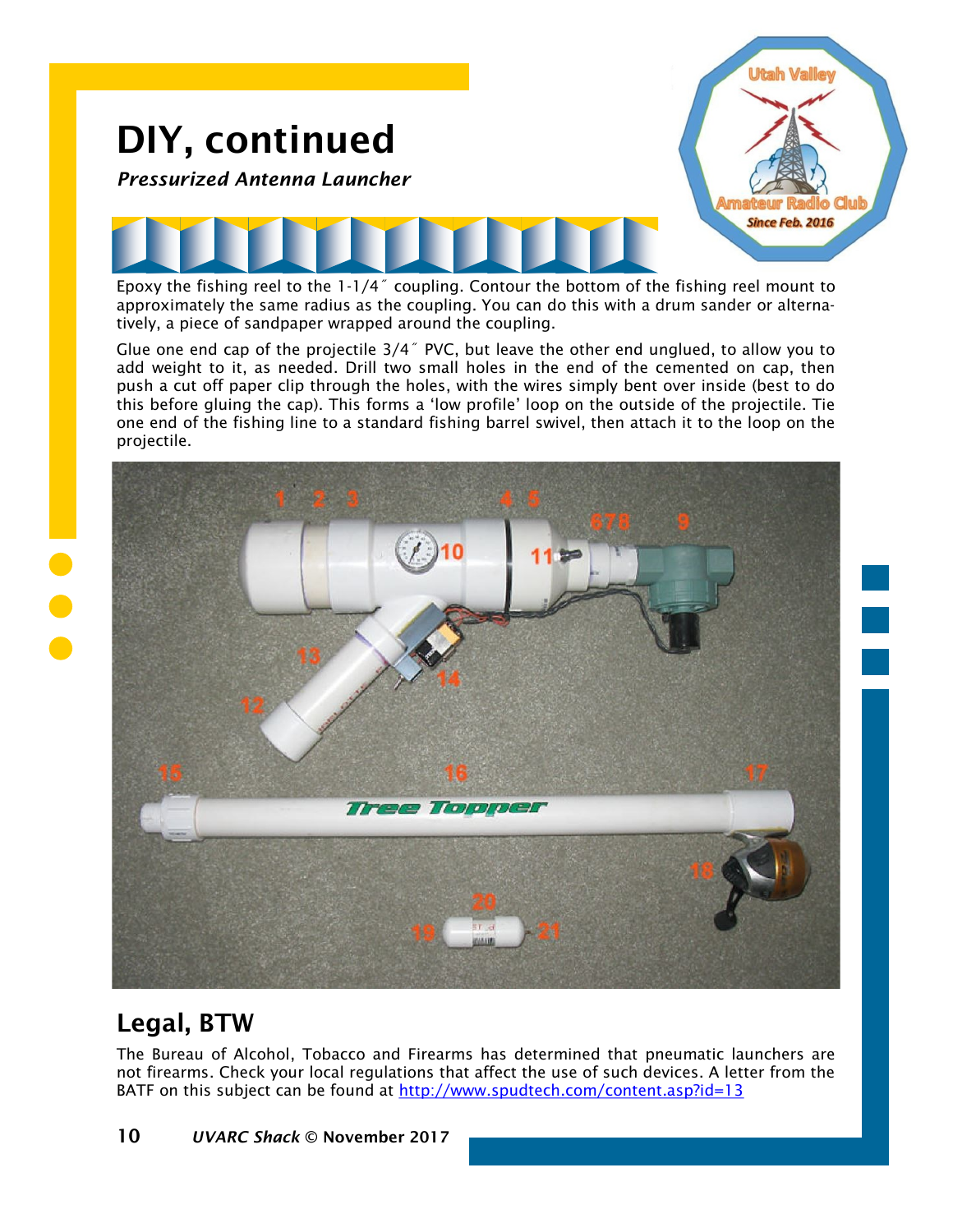# DIY, continued

***Pressurized Antenna Launcher***

Epoxy the fishing reel to the 1-1/4˝ coupling. Contour the bottom of the fishing reel mount to approximately the same radius as the coupling. You can do this with a drum sander or alternatively, a piece of sandpaper wrapped around the coupling.

Glue one end cap of the projectile 3/4˝ PVC, but leave the other end unglued, to allow you to add weight to it, as needed. Drill two small holes in the end of the cemented on cap, then push a cut off paper clip through the holes, with the wires simply bent over inside (best to do this before gluing the cap). This forms a 'low profile' loop on the outside of the projectile. Tie one end of the fishing line to a standard fishing barrel swivel, then attach it to the loop on the projectile.

## Legal, BTW

The Bureau of Alcohol, Tobacco and Firearms has determined that pneumatic launchers are not firearms. Check your local regulations that affect the use of such devices. A letter from the BATF on this subject can be found at http://www.spudtech.com/content.asp?id=13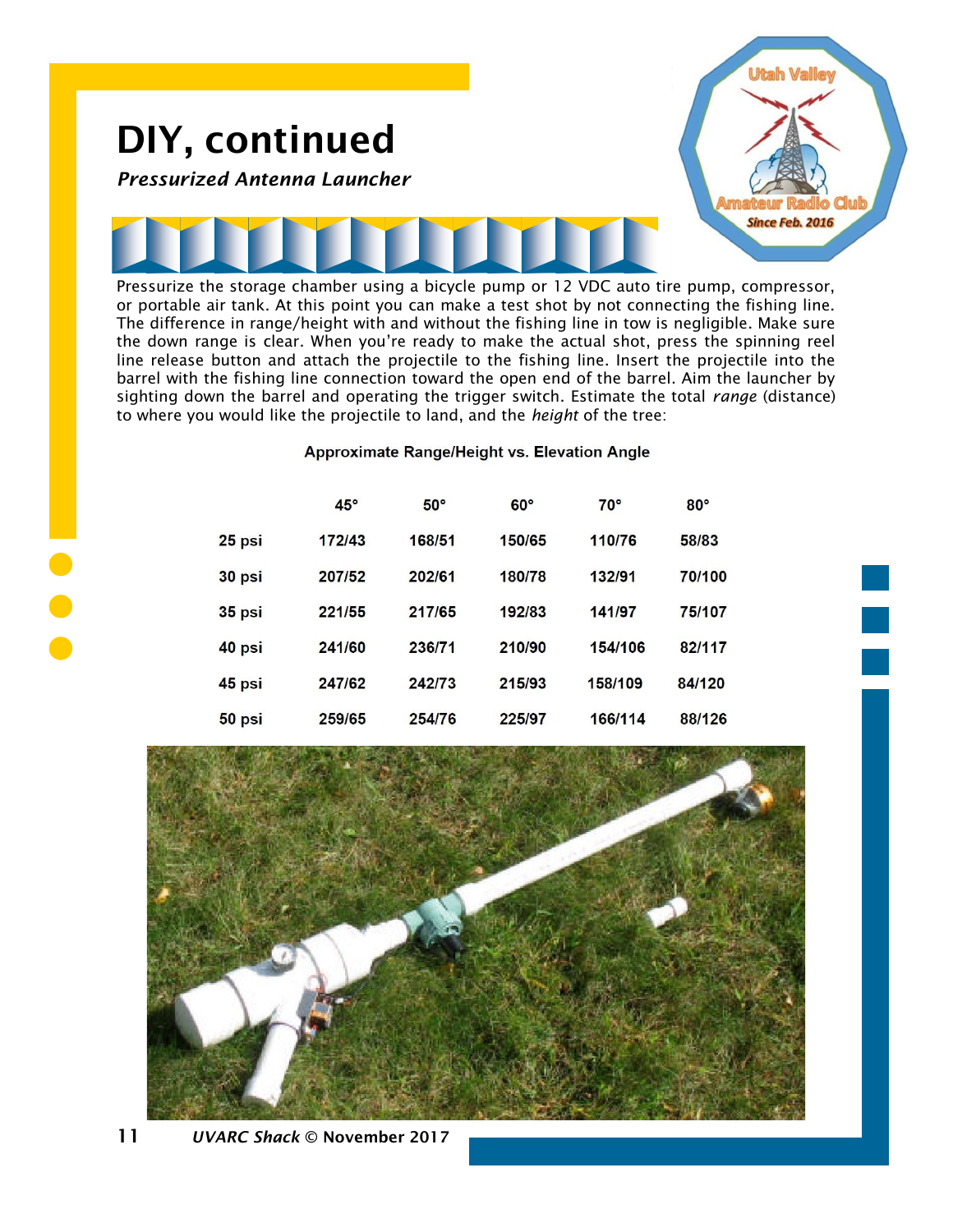# DIY, continued

***Pressurized Antenna Launcher***

Pressurize the storage chamber using a bicycle pump or 12 VDC auto tire pump, compressor, or portable air tank. At this point you can make a test shot by not connecting the fishing line. The difference in range/height with and without the fishing line in tow is negligible. Make sure the down range is clear. When you're ready to make the actual shot, press the spinning reel line release button and attach the projectile to the fishing line. Insert the projectile into the barrel with the fishing line connection toward the open end of the barrel. Aim the launcher by sighting down the barrel and operating the trigger switch. Estimate the total *range* (distance) to where you would like the projectile to land, and the *height* of the tree:

**Approximate Range/Height vs. Elevation Angle**

| | 45° | 50° | 60° | 70° | 80° |
|---|---|---|---|---|---|
| 25 psi | 172/43 | 168/51 | 150/65 | 110/76 | 58/83 |
| 30 psi | 207/52 | 202/61 | 180/78 | 132/91 | 70/100 |
| 35 psi | 221/55 | 217/65 | 192/83 | 141/97 | 75/107 |
| 40 psi | 241/60 | 236/71 | 210/90 | 154/106 | 82/117 |
| 45 psi | 247/62 | 242/73 | 215/93 | 158/109 | 84/120 |
| 50 psi | 259/65 | 254/76 | 225/97 | 166/114 | 88/126 |